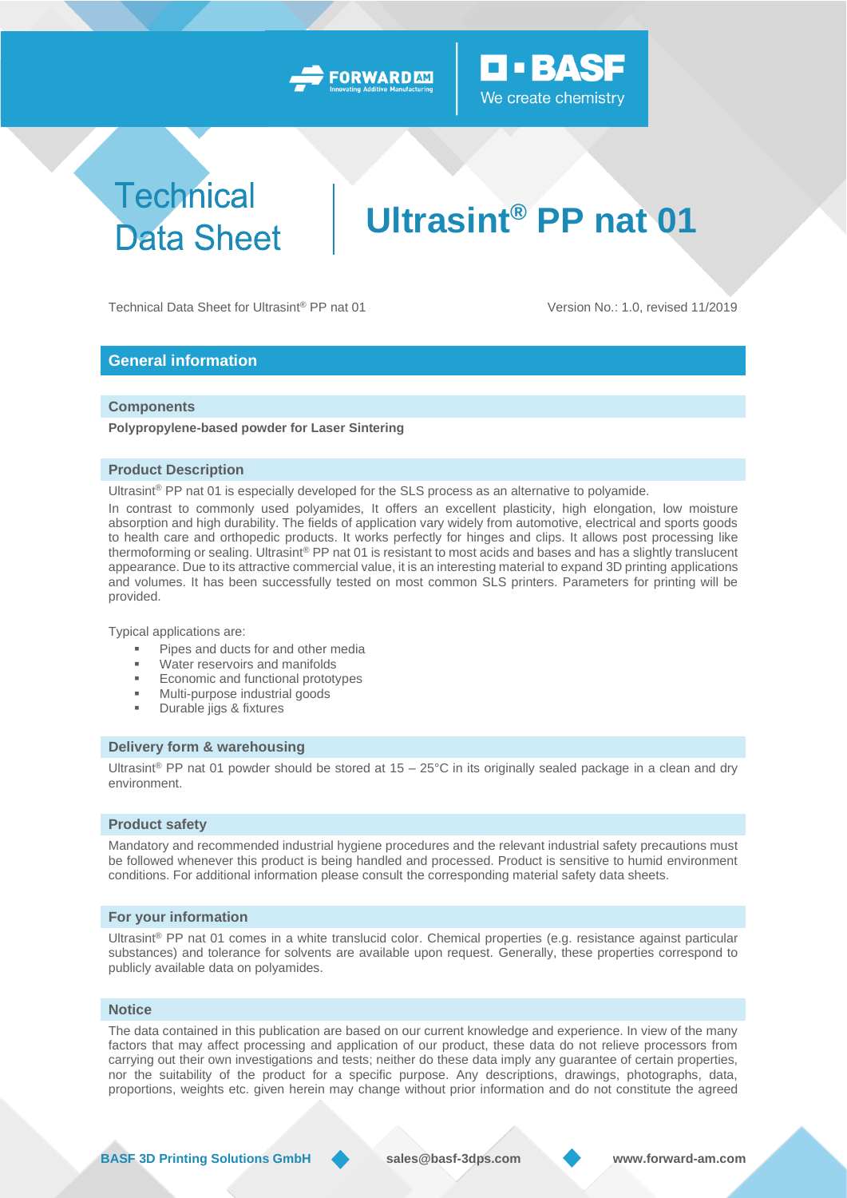# Technical Data Sheet

# Ultrasint® PP nat 01

Technical Data Sheet for Ultrasint® PP nat 01

Version No.: 1.0, revised 11/2019

## General information

### Components

**Polypropylene-based powder for Laser Sintering**

### Product Description

Ultrasint® PP nat 01 is especially developed for the SLS process as an alternative to polyamide.

In contrast to commonly used polyamides, It offers an excellent plasticity, high elongation, low moisture absorption and high durability. The fields of application vary widely from automotive, electrical and sports goods to health care and orthopedic products. It works perfectly for hinges and clips. It allows post processing like thermoforming or sealing. Ultrasint® PP nat 01 is resistant to most acids and bases and has a slightly translucent appearance. Due to its attractive commercial value, it is an interesting material to expand 3D printing applications and volumes. It has been successfully tested on most common SLS printers. Parameters for printing will be provided.

Typical applications are:

- Pipes and ducts for and other media
- Water reservoirs and manifolds
- Economic and functional prototypes
- Multi-purpose industrial goods
- Durable jigs & fixtures

### Delivery form & warehousing

Ultrasint® PP nat 01 powder should be stored at 15 – 25°C in its originally sealed package in a clean and dry environment.

### Product safety

Mandatory and recommended industrial hygiene procedures and the relevant industrial safety precautions must be followed whenever this product is being handled and processed. Product is sensitive to humid environment conditions. For additional information please consult the corresponding material safety data sheets.

### For your information

Ultrasint® PP nat 01 comes in a white translucid color. Chemical properties (e.g. resistance against particular substances) and tolerance for solvents are available upon request. Generally, these properties correspond to publicly available data on polyamides.

### Notice

The data contained in this publication are based on our current knowledge and experience. In view of the many factors that may affect processing and application of our product, these data do not relieve processors from carrying out their own investigations and tests; neither do these data imply any guarantee of certain properties, nor the suitability of the product for a specific purpose. Any descriptions, drawings, photographs, data, proportions, weights etc. given herein may change without prior information and do not constitute the agreed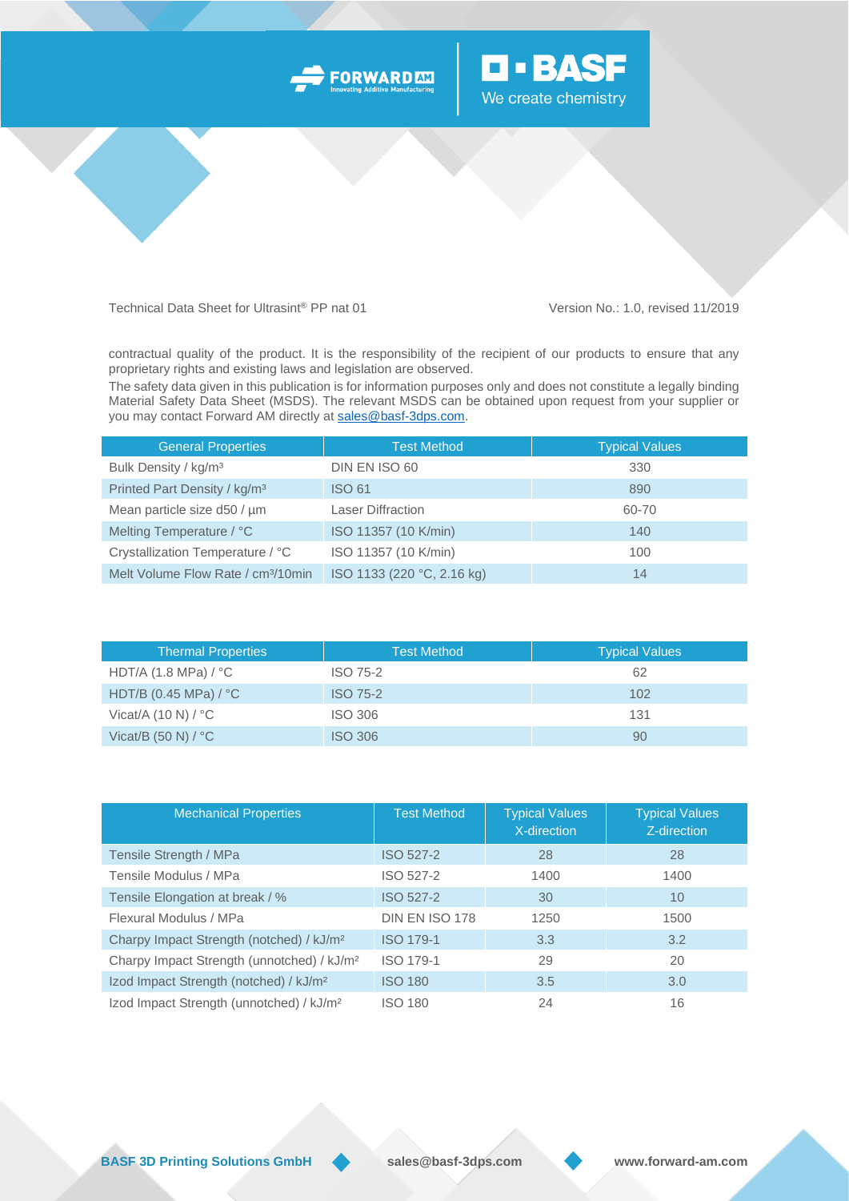contractual quality of the product. It is the responsibility of the recipient of our products to ensure that any proprietary rights and existing laws and legislation are observed.
The safety data given in this publication is for information purposes only and does not constitute a legally binding Material Safety Data Sheet (MSDS). The relevant MSDS can be obtained upon request from your supplier or you may contact Forward AM directly at sales@basf-3dps.com.

| General Properties | Test Method | Typical Values |
|---|---|---|
| Bulk Density / kg/m³ | DIN EN ISO 60 | 330 |
| Printed Part Density / kg/m³ | ISO 61 | 890 |
| Mean particle size d50 / µm | Laser Diffraction | 60-70 |
| Melting Temperature / °C | ISO 11357 (10 K/min) | 140 |
| Crystallization Temperature / °C | ISO 11357 (10 K/min) | 100 |
| Melt Volume Flow Rate / cm³/10min | ISO 1133 (220 °C, 2.16 kg) | 14 |

| Thermal Properties | Test Method | Typical Values |
|---|---|---|
| HDT/A (1.8 MPa) / °C | ISO 75-2 | 62 |
| HDT/B (0.45 MPa) / °C | ISO 75-2 | 102 |
| Vicat/A (10 N) / °C | ISO 306 | 131 |
| Vicat/B (50 N) / °C | ISO 306 | 90 |

| Mechanical Properties | Test Method | Typical Values X-direction | Typical Values Z-direction |
|---|---|---|---|
| Tensile Strength / MPa | ISO 527-2 | 28 | 28 |
| Tensile Modulus / MPa | ISO 527-2 | 1400 | 1400 |
| Tensile Elongation at break / % | ISO 527-2 | 30 | 10 |
| Flexural Modulus / MPa | DIN EN ISO 178 | 1250 | 1500 |
| Charpy Impact Strength (notched) / kJ/m² | ISO 179-1 | 3.3 | 3.2 |
| Charpy Impact Strength (unnotched) / kJ/m² | ISO 179-1 | 29 | 20 |
| Izod Impact Strength (notched) / kJ/m² | ISO 180 | 3.5 | 3.0 |
| Izod Impact Strength (unnotched) / kJ/m² | ISO 180 | 24 | 16 |